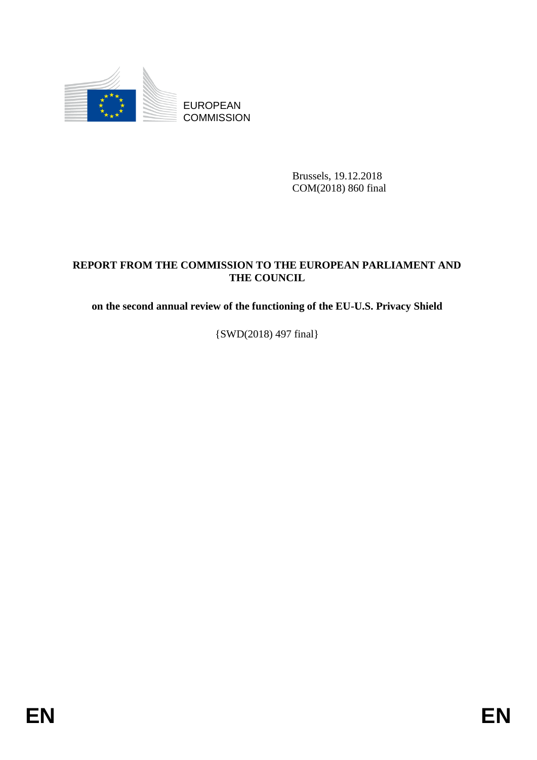EUROPEAN COMMISSION

Brussels, 19.12.2018
COM(2018) 860 final

**REPORT FROM THE COMMISSION TO THE EUROPEAN PARLIAMENT AND THE COUNCIL**

**on the second annual review of the functioning of the EU-U.S. Privacy Shield**

{SWD(2018) 497 final}

EN EN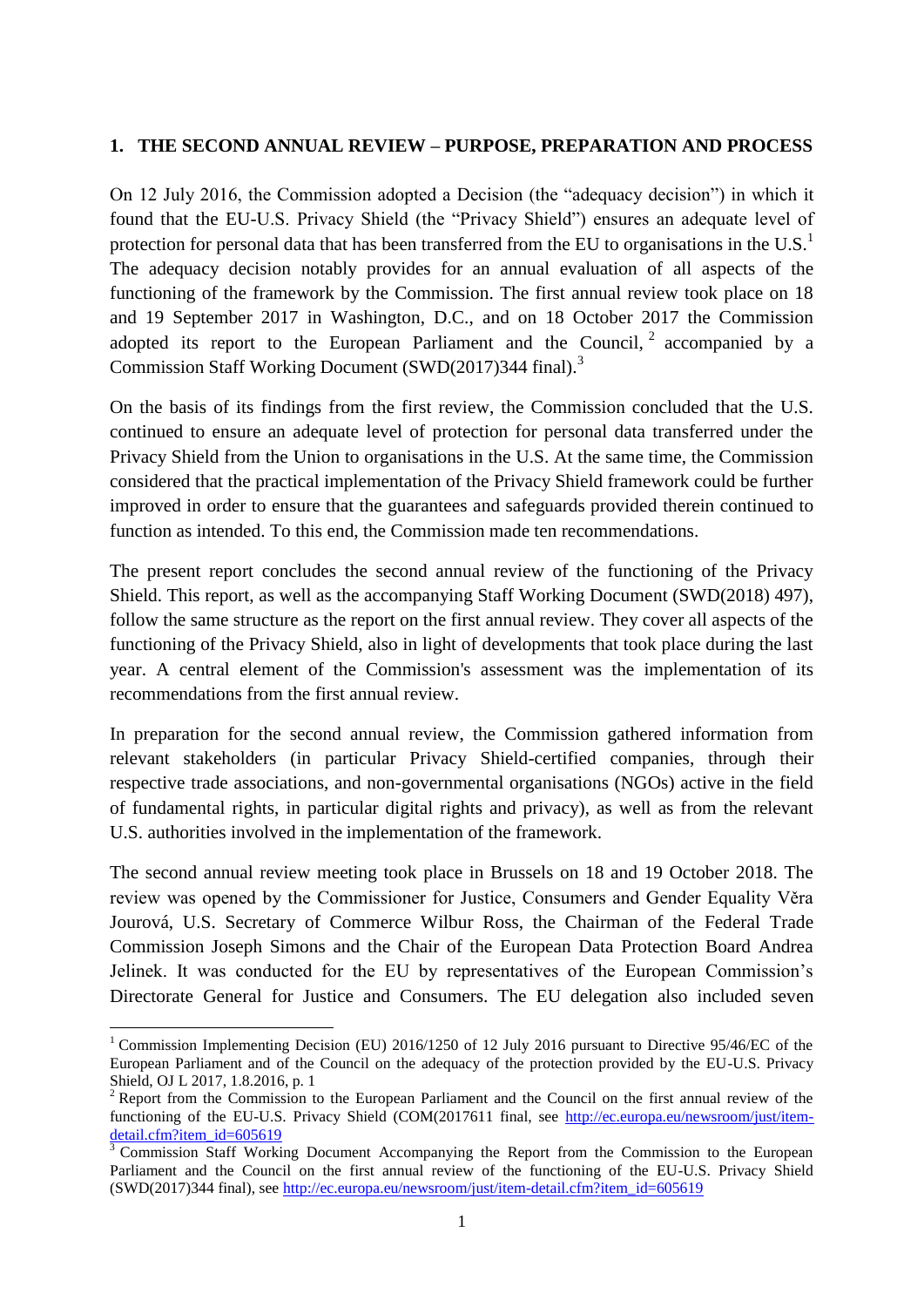## 1. THE SECOND ANNUAL REVIEW – PURPOSE, PREPARATION AND PROCESS

On 12 July 2016, the Commission adopted a Decision (the "adequacy decision") in which it found that the EU-U.S. Privacy Shield (the "Privacy Shield") ensures an adequate level of protection for personal data that has been transferred from the EU to organisations in the U.S.[1] The adequacy decision notably provides for an annual evaluation of all aspects of the functioning of the framework by the Commission. The first annual review took place on 18 and 19 September 2017 in Washington, D.C., and on 18 October 2017 the Commission adopted its report to the European Parliament and the Council,[2] accompanied by a Commission Staff Working Document (SWD(2017)344 final).[3]

On the basis of its findings from the first review, the Commission concluded that the U.S. continued to ensure an adequate level of protection for personal data transferred under the Privacy Shield from the Union to organisations in the U.S. At the same time, the Commission considered that the practical implementation of the Privacy Shield framework could be further improved in order to ensure that the guarantees and safeguards provided therein continued to function as intended. To this end, the Commission made ten recommendations.

The present report concludes the second annual review of the functioning of the Privacy Shield. This report, as well as the accompanying Staff Working Document (SWD(2018) 497), follow the same structure as the report on the first annual review. They cover all aspects of the functioning of the Privacy Shield, also in light of developments that took place during the last year. A central element of the Commission's assessment was the implementation of its recommendations from the first annual review.

In preparation for the second annual review, the Commission gathered information from relevant stakeholders (in particular Privacy Shield-certified companies, through their respective trade associations, and non-governmental organisations (NGOs) active in the field of fundamental rights, in particular digital rights and privacy), as well as from the relevant U.S. authorities involved in the implementation of the framework.

The second annual review meeting took place in Brussels on 18 and 19 October 2018. The review was opened by the Commissioner for Justice, Consumers and Gender Equality Věra Jourová, U.S. Secretary of Commerce Wilbur Ross, the Chairman of the Federal Trade Commission Joseph Simons and the Chair of the European Data Protection Board Andrea Jelinek. It was conducted for the EU by representatives of the European Commission's Directorate General for Justice and Consumers. The EU delegation also included seven

---

[1] Commission Implementing Decision (EU) 2016/1250 of 12 July 2016 pursuant to Directive 95/46/EC of the European Parliament and of the Council on the adequacy of the protection provided by the EU-U.S. Privacy Shield, OJ L 2017, 1.8.2016, p. 1

[2] Report from the Commission to the European Parliament and the Council on the first annual review of the functioning of the EU-U.S. Privacy Shield (COM(2017611 final, see http://ec.europa.eu/newsroom/just/item-detail.cfm?item_id=605619

[3] Commission Staff Working Document Accompanying the Report from the Commission to the European Parliament and the Council on the first annual review of the functioning of the EU-U.S. Privacy Shield (SWD(2017)344 final), see http://ec.europa.eu/newsroom/just/item-detail.cfm?item_id=605619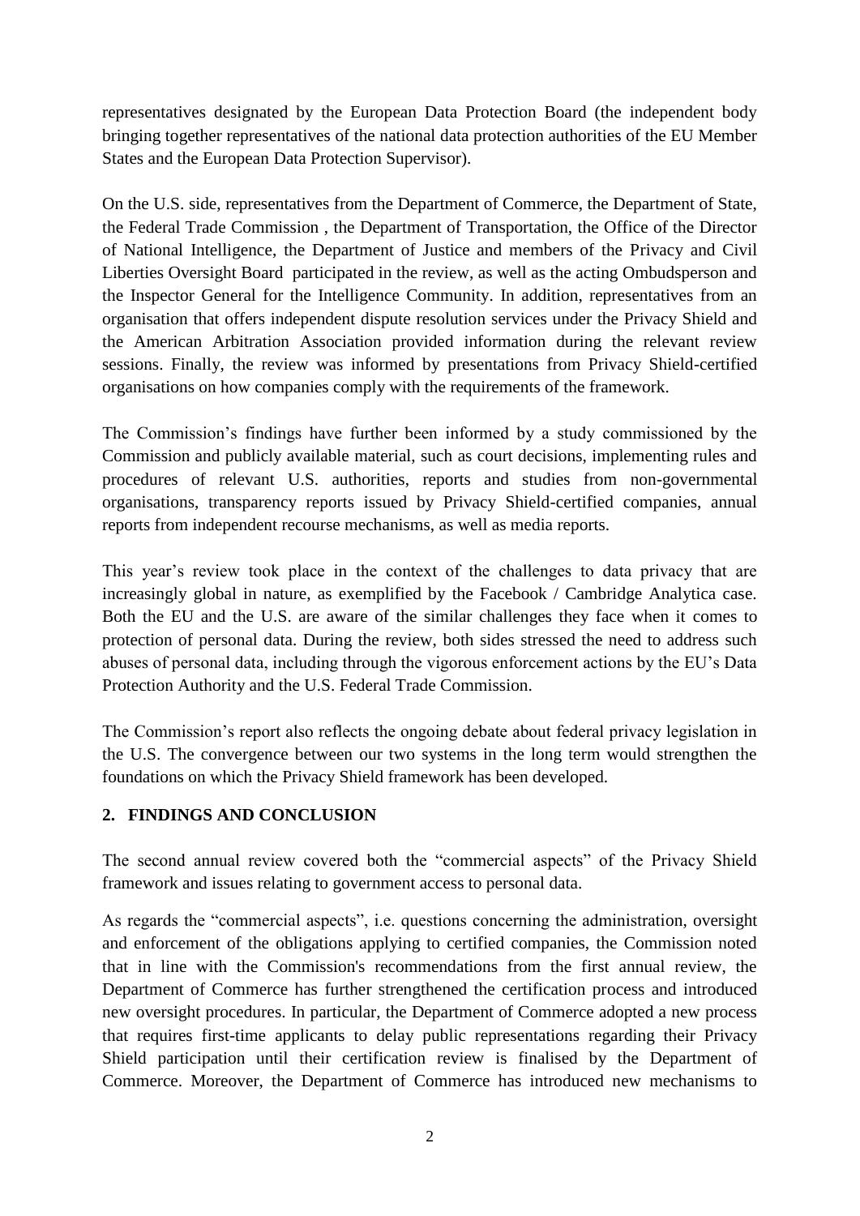representatives designated by the European Data Protection Board (the independent body bringing together representatives of the national data protection authorities of the EU Member States and the European Data Protection Supervisor).

On the U.S. side, representatives from the Department of Commerce, the Department of State, the Federal Trade Commission , the Department of Transportation, the Office of the Director of National Intelligence, the Department of Justice and members of the Privacy and Civil Liberties Oversight Board participated in the review, as well as the acting Ombudsperson and the Inspector General for the Intelligence Community. In addition, representatives from an organisation that offers independent dispute resolution services under the Privacy Shield and the American Arbitration Association provided information during the relevant review sessions. Finally, the review was informed by presentations from Privacy Shield-certified organisations on how companies comply with the requirements of the framework.

The Commission's findings have further been informed by a study commissioned by the Commission and publicly available material, such as court decisions, implementing rules and procedures of relevant U.S. authorities, reports and studies from non-governmental organisations, transparency reports issued by Privacy Shield-certified companies, annual reports from independent recourse mechanisms, as well as media reports.

This year's review took place in the context of the challenges to data privacy that are increasingly global in nature, as exemplified by the Facebook / Cambridge Analytica case. Both the EU and the U.S. are aware of the similar challenges they face when it comes to protection of personal data. During the review, both sides stressed the need to address such abuses of personal data, including through the vigorous enforcement actions by the EU's Data Protection Authority and the U.S. Federal Trade Commission.

The Commission's report also reflects the ongoing debate about federal privacy legislation in the U.S. The convergence between our two systems in the long term would strengthen the foundations on which the Privacy Shield framework has been developed.

## 2. FINDINGS AND CONCLUSION

The second annual review covered both the "commercial aspects" of the Privacy Shield framework and issues relating to government access to personal data.

As regards the "commercial aspects", i.e. questions concerning the administration, oversight and enforcement of the obligations applying to certified companies, the Commission noted that in line with the Commission's recommendations from the first annual review, the Department of Commerce has further strengthened the certification process and introduced new oversight procedures. In particular, the Department of Commerce adopted a new process that requires first-time applicants to delay public representations regarding their Privacy Shield participation until their certification review is finalised by the Department of Commerce. Moreover, the Department of Commerce has introduced new mechanisms to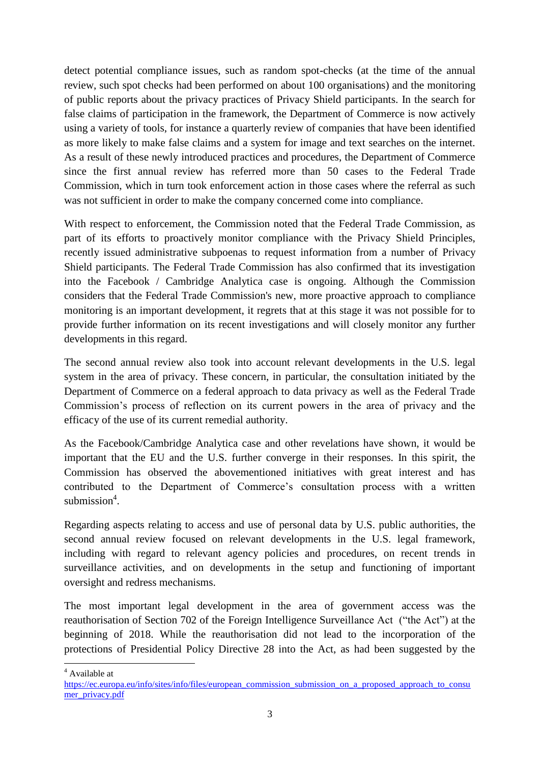detect potential compliance issues, such as random spot-checks (at the time of the annual review, such spot checks had been performed on about 100 organisations) and the monitoring of public reports about the privacy practices of Privacy Shield participants. In the search for false claims of participation in the framework, the Department of Commerce is now actively using a variety of tools, for instance a quarterly review of companies that have been identified as more likely to make false claims and a system for image and text searches on the internet. As a result of these newly introduced practices and procedures, the Department of Commerce since the first annual review has referred more than 50 cases to the Federal Trade Commission, which in turn took enforcement action in those cases where the referral as such was not sufficient in order to make the company concerned come into compliance.

With respect to enforcement, the Commission noted that the Federal Trade Commission, as part of its efforts to proactively monitor compliance with the Privacy Shield Principles, recently issued administrative subpoenas to request information from a number of Privacy Shield participants. The Federal Trade Commission has also confirmed that its investigation into the Facebook / Cambridge Analytica case is ongoing. Although the Commission considers that the Federal Trade Commission's new, more proactive approach to compliance monitoring is an important development, it regrets that at this stage it was not possible for to provide further information on its recent investigations and will closely monitor any further developments in this regard.

The second annual review also took into account relevant developments in the U.S. legal system in the area of privacy. These concern, in particular, the consultation initiated by the Department of Commerce on a federal approach to data privacy as well as the Federal Trade Commission's process of reflection on its current powers in the area of privacy and the efficacy of the use of its current remedial authority.

As the Facebook/Cambridge Analytica case and other revelations have shown, it would be important that the EU and the U.S. further converge in their responses. In this spirit, the Commission has observed the abovementioned initiatives with great interest and has contributed to the Department of Commerce's consultation process with a written submission[4].

Regarding aspects relating to access and use of personal data by U.S. public authorities, the second annual review focused on relevant developments in the U.S. legal framework, including with regard to relevant agency policies and procedures, on recent trends in surveillance activities, and on developments in the setup and functioning of important oversight and redress mechanisms.

The most important legal development in the area of government access was the reauthorisation of Section 702 of the Foreign Intelligence Surveillance Act ("the Act") at the beginning of 2018. While the reauthorisation did not lead to the incorporation of the protections of Presidential Policy Directive 28 into the Act, as had been suggested by the

---

[4] Available at https://ec.europa.eu/info/sites/info/files/european_commission_submission_on_a_proposed_approach_to_consumer_privacy.pdf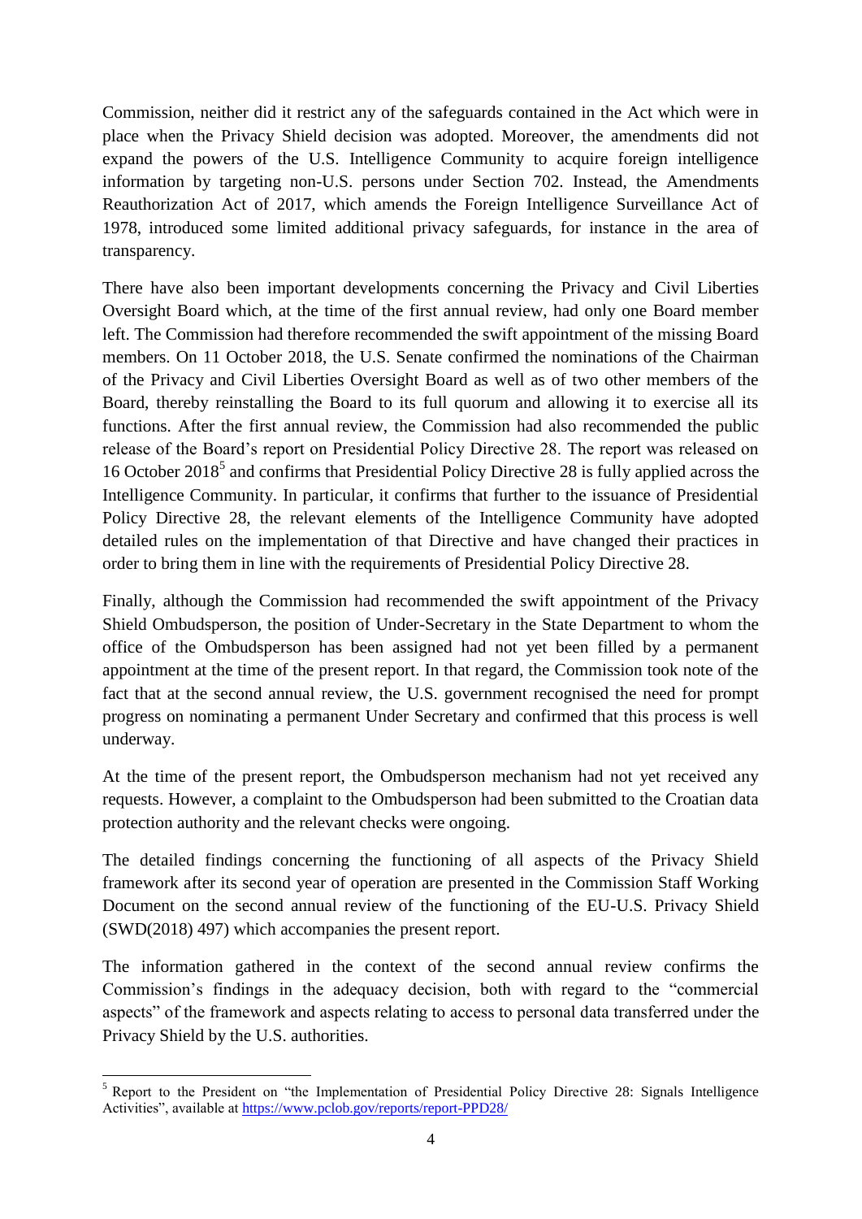Commission, neither did it restrict any of the safeguards contained in the Act which were in place when the Privacy Shield decision was adopted. Moreover, the amendments did not expand the powers of the U.S. Intelligence Community to acquire foreign intelligence information by targeting non-U.S. persons under Section 702. Instead, the Amendments Reauthorization Act of 2017, which amends the Foreign Intelligence Surveillance Act of 1978, introduced some limited additional privacy safeguards, for instance in the area of transparency.

There have also been important developments concerning the Privacy and Civil Liberties Oversight Board which, at the time of the first annual review, had only one Board member left. The Commission had therefore recommended the swift appointment of the missing Board members. On 11 October 2018, the U.S. Senate confirmed the nominations of the Chairman of the Privacy and Civil Liberties Oversight Board as well as of two other members of the Board, thereby reinstalling the Board to its full quorum and allowing it to exercise all its functions. After the first annual review, the Commission had also recommended the public release of the Board's report on Presidential Policy Directive 28. The report was released on 16 October 2018[5] and confirms that Presidential Policy Directive 28 is fully applied across the Intelligence Community. In particular, it confirms that further to the issuance of Presidential Policy Directive 28, the relevant elements of the Intelligence Community have adopted detailed rules on the implementation of that Directive and have changed their practices in order to bring them in line with the requirements of Presidential Policy Directive 28.

Finally, although the Commission had recommended the swift appointment of the Privacy Shield Ombudsperson, the position of Under-Secretary in the State Department to whom the office of the Ombudsperson has been assigned had not yet been filled by a permanent appointment at the time of the present report. In that regard, the Commission took note of the fact that at the second annual review, the U.S. government recognised the need for prompt progress on nominating a permanent Under Secretary and confirmed that this process is well underway.

At the time of the present report, the Ombudsperson mechanism had not yet received any requests. However, a complaint to the Ombudsperson had been submitted to the Croatian data protection authority and the relevant checks were ongoing.

The detailed findings concerning the functioning of all aspects of the Privacy Shield framework after its second year of operation are presented in the Commission Staff Working Document on the second annual review of the functioning of the EU-U.S. Privacy Shield (SWD(2018) 497) which accompanies the present report.

The information gathered in the context of the second annual review confirms the Commission's findings in the adequacy decision, both with regard to the "commercial aspects" of the framework and aspects relating to access to personal data transferred under the Privacy Shield by the U.S. authorities.

---

[5] Report to the President on "the Implementation of Presidential Policy Directive 28: Signals Intelligence Activities", available at https://www.pclob.gov/reports/report-PPD28/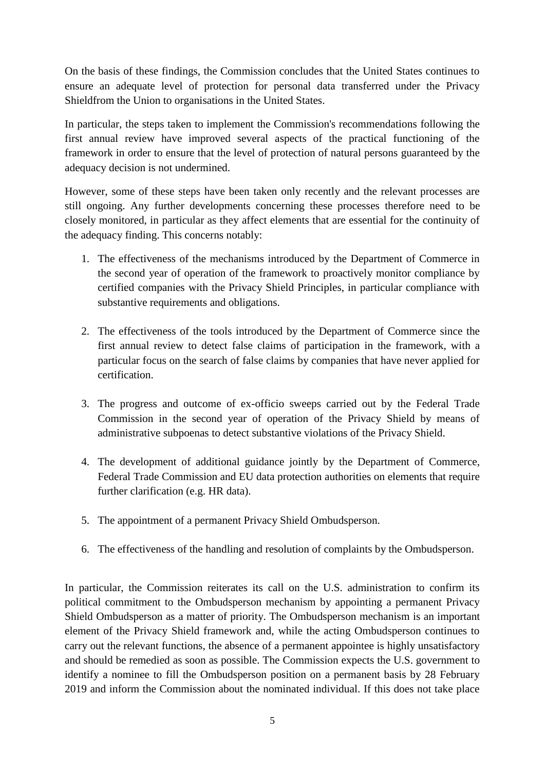On the basis of these findings, the Commission concludes that the United States continues to ensure an adequate level of protection for personal data transferred under the Privacy Shieldfrom the Union to organisations in the United States.

In particular, the steps taken to implement the Commission's recommendations following the first annual review have improved several aspects of the practical functioning of the framework in order to ensure that the level of protection of natural persons guaranteed by the adequacy decision is not undermined.

However, some of these steps have been taken only recently and the relevant processes are still ongoing. Any further developments concerning these processes therefore need to be closely monitored, in particular as they affect elements that are essential for the continuity of the adequacy finding. This concerns notably:

1. The effectiveness of the mechanisms introduced by the Department of Commerce in the second year of operation of the framework to proactively monitor compliance by certified companies with the Privacy Shield Principles, in particular compliance with substantive requirements and obligations.

2. The effectiveness of the tools introduced by the Department of Commerce since the first annual review to detect false claims of participation in the framework, with a particular focus on the search of false claims by companies that have never applied for certification.

3. The progress and outcome of ex-officio sweeps carried out by the Federal Trade Commission in the second year of operation of the Privacy Shield by means of administrative subpoenas to detect substantive violations of the Privacy Shield.

4. The development of additional guidance jointly by the Department of Commerce, Federal Trade Commission and EU data protection authorities on elements that require further clarification (e.g. HR data).

5. The appointment of a permanent Privacy Shield Ombudsperson.

6. The effectiveness of the handling and resolution of complaints by the Ombudsperson.

In particular, the Commission reiterates its call on the U.S. administration to confirm its political commitment to the Ombudsperson mechanism by appointing a permanent Privacy Shield Ombudsperson as a matter of priority. The Ombudsperson mechanism is an important element of the Privacy Shield framework and, while the acting Ombudsperson continues to carry out the relevant functions, the absence of a permanent appointee is highly unsatisfactory and should be remedied as soon as possible. The Commission expects the U.S. government to identify a nominee to fill the Ombudsperson position on a permanent basis by 28 February 2019 and inform the Commission about the nominated individual. If this does not take place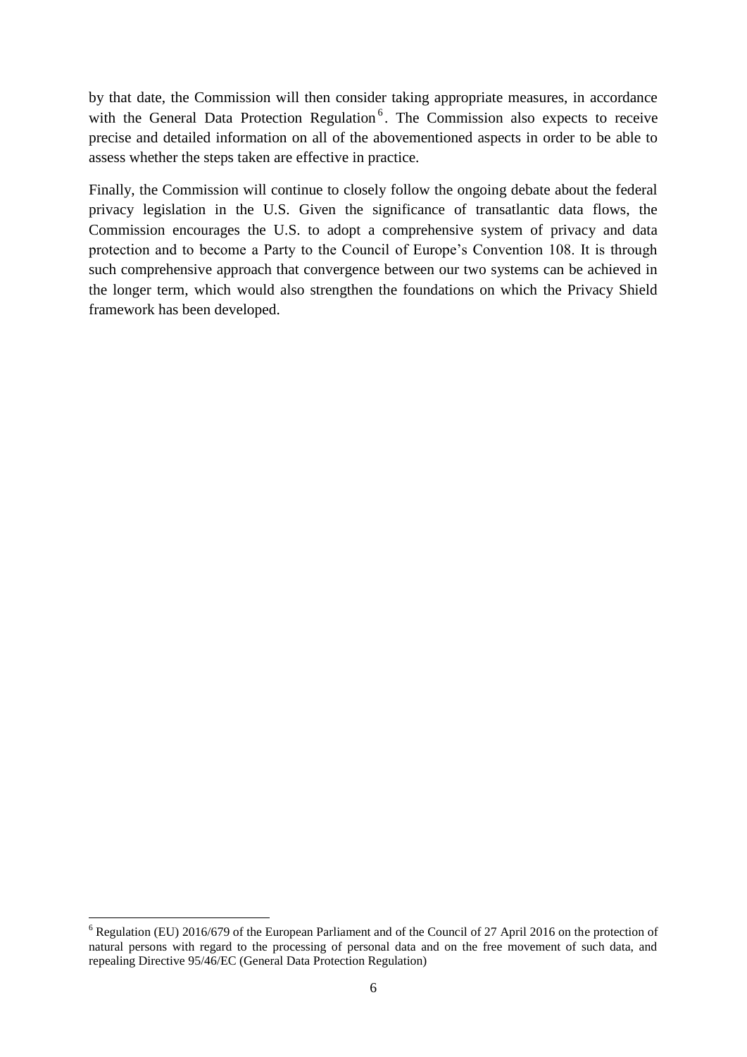by that date, the Commission will then consider taking appropriate measures, in accordance with the General Data Protection Regulation[6]. The Commission also expects to receive precise and detailed information on all of the abovementioned aspects in order to be able to assess whether the steps taken are effective in practice.

Finally, the Commission will continue to closely follow the ongoing debate about the federal privacy legislation in the U.S. Given the significance of transatlantic data flows, the Commission encourages the U.S. to adopt a comprehensive system of privacy and data protection and to become a Party to the Council of Europe's Convention 108. It is through such comprehensive approach that convergence between our two systems can be achieved in the longer term, which would also strengthen the foundations on which the Privacy Shield framework has been developed.

[6] Regulation (EU) 2016/679 of the European Parliament and of the Council of 27 April 2016 on the protection of natural persons with regard to the processing of personal data and on the free movement of such data, and repealing Directive 95/46/EC (General Data Protection Regulation)